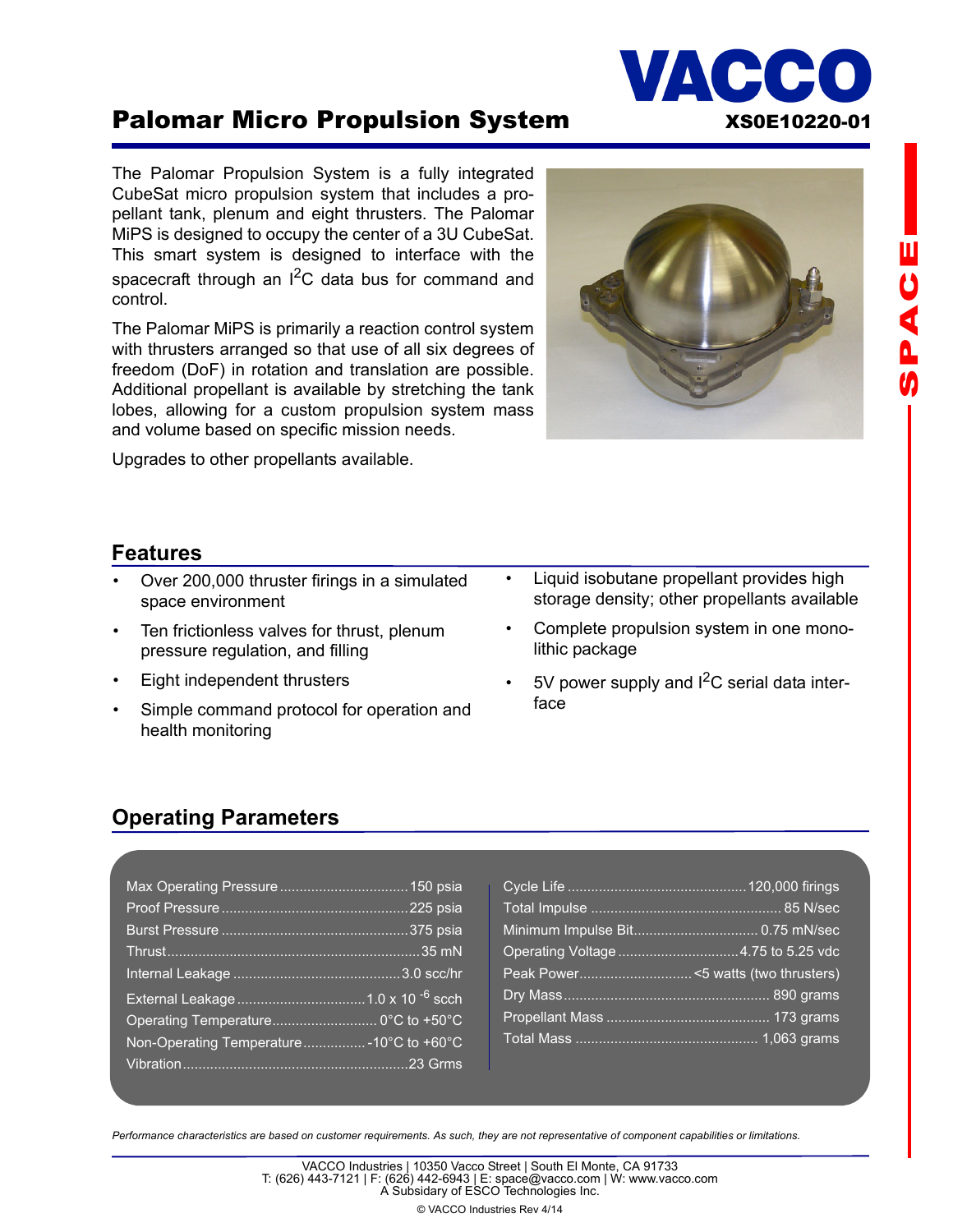# Palomar Micro Propulsion System

VACCO

XS0E10220-01

The Palomar Propulsion System is a fully integrated CubeSat micro propulsion system that includes a propellant tank, plenum and eight thrusters. The Palomar MiPS is designed to occupy the center of a 3U CubeSat. This smart system is designed to interface with the spacecraft through an $I^2C$ data bus for command and control.

The Palomar MiPS is primarily a reaction control system with thrusters arranged so that use of all six degrees of freedom (DoF) in rotation and translation are possible. Additional propellant is available by stretching the tank lobes, allowing for a custom propulsion system mass and volume based on specific mission needs.

Upgrades to other propellants available.

## Features

- Over 200,000 thruster firings in a simulated space environment
- Ten frictionless valves for thrust, plenum pressure regulation, and filling
- Eight independent thrusters
- Simple command protocol for operation and health monitoring
- Liquid isobutane propellant provides high storage density; other propellants available
- Complete propulsion system in one monolithic package
- 5V power supply and $I^2C$ serial data interface

## Operating Parameters

| Parameter | Value |
|---|---|
| Max Operating Pressure | 150 psia |
| Proof Pressure | 225 psia |
| Burst Pressure | 375 psia |
| Thrust | 35 mN |
| Internal Leakage | 3.0 scc/hr |
| External Leakage | $1.0 \times 10^{-6}$ scch |
| Operating Temperature | 0°C to +50°C |
| Non-Operating Temperature | -10°C to +60°C |
| Vibration | 23 Grms |
| Cycle Life | 120,000 firings |
| Total Impulse | 85 N/sec |
| Minimum Impulse Bit | 0.75 mN/sec |
| Operating Voltage | 4.75 to 5.25 vdc |
| Peak Power | <5 watts (two thrusters) |
| Dry Mass | 890 grams |
| Propellant Mass | 173 grams |
| Total Mass | 1,063 grams |

*Performance characteristics are based on customer requirements. As such, they are not representative of component capabilities or limitations.*

VACCO Industries | 10350 Vacco Street | South El Monte, CA 91733
T: (626) 443-7121 | F: (626) 442-6943 | E: space@vacco.com | W: www.vacco.com
A Subsidiary of ESCO Technologies Inc.

© VACCO Industries Rev 4/14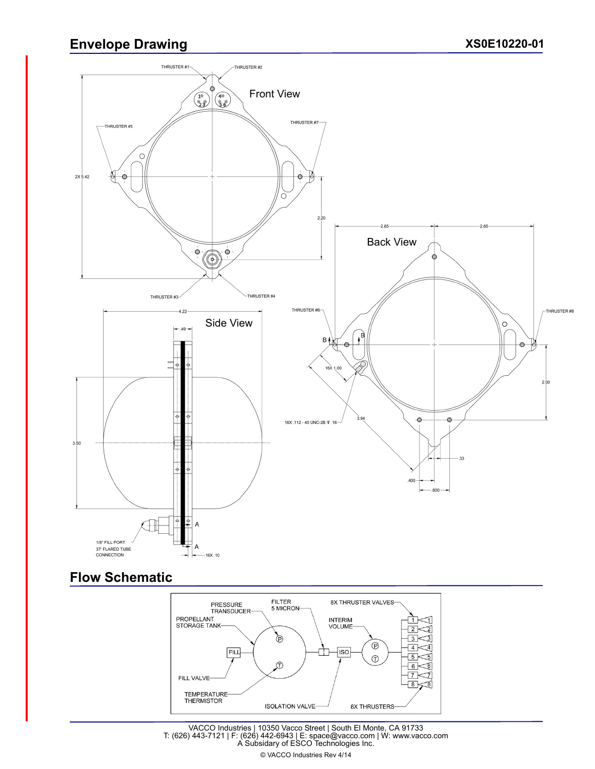## Envelope Drawing

**XS0E10220-01**

Front View

THRUSTER #1
THRUSTER #2
THRUSTER #5
THRUSTER #7
THRUSTER #3
THRUSTER #4
2X 5.42
2.20

Back View

2.65
2.65
THRUSTER #6
THRUSTER #8
B
B
16X 1.00
2.00
3.94
16X .112 - 40 UNC-2B ∓ .16
.33
.400
.800

Side View

4.22
.49
3.50
A
A
1/8" FILL PORT
37° FLARED TUBE CONNECTION
16X .10

## Flow Schematic

PRESSURE TRANSDUCER
FILTER 5 MICRON
8X THRUSTER VALVES
PROPELLANT STORAGE TANK
INTERIM VOLUME
FILL
ISO
FILL VALVE
TEMPERATURE THERMISTOR
ISOLATION VALVE
8X THRUSTERS
1 2 3 4 5 6 7 8

VACCO Industries | 10350 Vacco Street | South El Monte, CA 91733
T: (626) 443-7121 | F: (626) 442-6943 | E: space@vacco.com | W: www.vacco.com
A Subsidary of ESCO Technologies Inc.

© VACCO Industries Rev 4/14